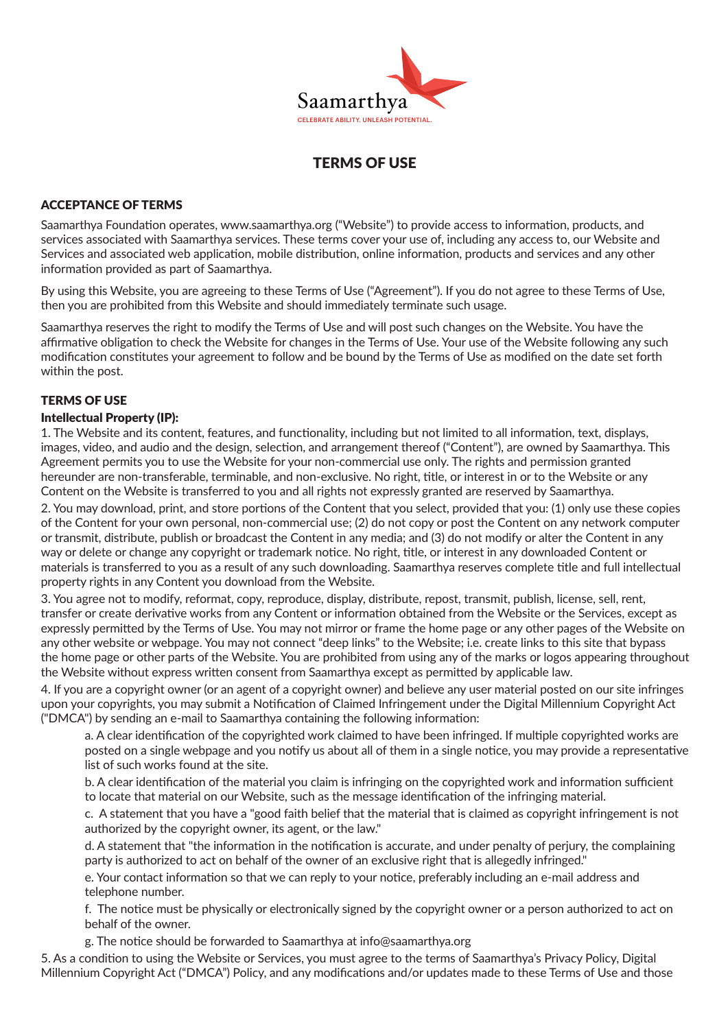Saamarthya

CELEBRATE ABILITY. UNLEASH POTENTIAL.

# TERMS OF USE

## ACCEPTANCE OF TERMS

Saamarthya Foundation operates, www.saamarthya.org ("Website") to provide access to information, products, and services associated with Saamarthya services. These terms cover your use of, including any access to, our Website and Services and associated web application, mobile distribution, online information, products and services and any other information provided as part of Saamarthya.

By using this Website, you are agreeing to these Terms of Use ("Agreement"). If you do not agree to these Terms of Use, then you are prohibited from this Website and should immediately terminate such usage.

Saamarthya reserves the right to modify the Terms of Use and will post such changes on the Website. You have the affirmative obligation to check the Website for changes in the Terms of Use. Your use of the Website following any such modification constitutes your agreement to follow and be bound by the Terms of Use as modified on the date set forth within the post.

## TERMS OF USE

### Intellectual Property (IP):

1. The Website and its content, features, and functionality, including but not limited to all information, text, displays, images, video, and audio and the design, selection, and arrangement thereof ("Content"), are owned by Saamarthya. This Agreement permits you to use the Website for your non-commercial use only. The rights and permission granted hereunder are non-transferable, terminable, and non-exclusive. No right, title, or interest in or to the Website or any Content on the Website is transferred to you and all rights not expressly granted are reserved by Saamarthya.

2. You may download, print, and store portions of the Content that you select, provided that you: (1) only use these copies of the Content for your own personal, non-commercial use; (2) do not copy or post the Content on any network computer or transmit, distribute, publish or broadcast the Content in any media; and (3) do not modify or alter the Content in any way or delete or change any copyright or trademark notice. No right, title, or interest in any downloaded Content or materials is transferred to you as a result of any such downloading. Saamarthya reserves complete title and full intellectual property rights in any Content you download from the Website.

3. You agree not to modify, reformat, copy, reproduce, display, distribute, repost, transmit, publish, license, sell, rent, transfer or create derivative works from any Content or information obtained from the Website or the Services, except as expressly permitted by the Terms of Use. You may not mirror or frame the home page or any other pages of the Website on any other website or webpage. You may not connect "deep links" to the Website; i.e. create links to this site that bypass the home page or other parts of the Website. You are prohibited from using any of the marks or logos appearing throughout the Website without express written consent from Saamarthya except as permitted by applicable law.

4. If you are a copyright owner (or an agent of a copyright owner) and believe any user material posted on our site infringes upon your copyrights, you may submit a Notification of Claimed Infringement under the Digital Millennium Copyright Act ("DMCA") by sending an e-mail to Saamarthya containing the following information:

   a. A clear identification of the copyrighted work claimed to have been infringed. If multiple copyrighted works are posted on a single webpage and you notify us about all of them in a single notice, you may provide a representative list of such works found at the site.

   b. A clear identification of the material you claim is infringing on the copyrighted work and information sufficient to locate that material on our Website, such as the message identification of the infringing material.

   c. A statement that you have a "good faith belief that the material that is claimed as copyright infringement is not authorized by the copyright owner, its agent, or the law."

   d. A statement that "the information in the notification is accurate, and under penalty of perjury, the complaining party is authorized to act on behalf of the owner of an exclusive right that is allegedly infringed."

   e. Your contact information so that we can reply to your notice, preferably including an e-mail address and telephone number.

   f. The notice must be physically or electronically signed by the copyright owner or a person authorized to act on behalf of the owner.

   g. The notice should be forwarded to Saamarthya at info@saamarthya.org

5. As a condition to using the Website or Services, you must agree to the terms of Saamarthya's Privacy Policy, Digital Millennium Copyright Act ("DMCA") Policy, and any modifications and/or updates made to these Terms of Use and those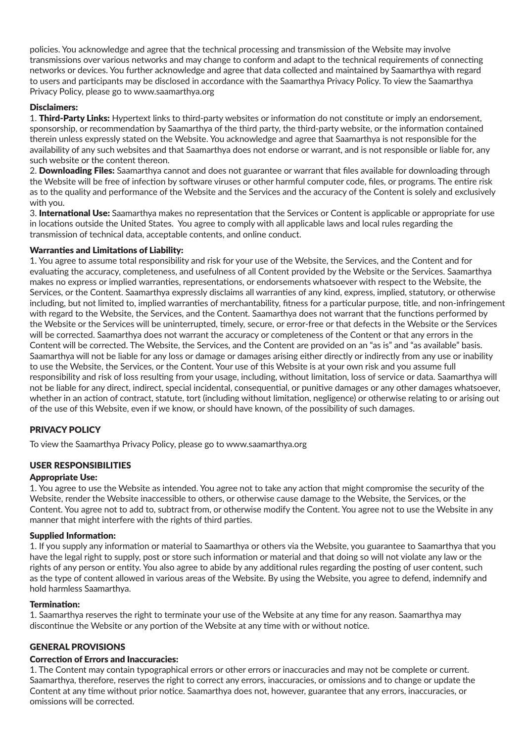policies. You acknowledge and agree that the technical processing and transmission of the Website may involve transmissions over various networks and may change to conform and adapt to the technical requirements of connecting networks or devices. You further acknowledge and agree that data collected and maintained by Saamarthya with regard to users and participants may be disclosed in accordance with the Saamarthya Privacy Policy. To view the Saamarthya Privacy Policy, please go to www.saamarthya.org

### Disclaimers:

1. **Third-Party Links:** Hypertext links to third-party websites or information do not constitute or imply an endorsement, sponsorship, or recommendation by Saamarthya of the third party, the third-party website, or the information contained therein unless expressly stated on the Website. You acknowledge and agree that Saamarthya is not responsible for the availability of any such websites and that Saamarthya does not endorse or warrant, and is not responsible or liable for, any such website or the content thereon.
2. **Downloading Files:** Saamarthya cannot and does not guarantee or warrant that files available for downloading through the Website will be free of infection by software viruses or other harmful computer code, files, or programs. The entire risk as to the quality and performance of the Website and the Services and the accuracy of the Content is solely and exclusively with you.
3. **International Use:** Saamarthya makes no representation that the Services or Content is applicable or appropriate for use in locations outside the United States. You agree to comply with all applicable laws and local rules regarding the transmission of technical data, acceptable contents, and online conduct.

### Warranties and Limitations of Liability:

1. You agree to assume total responsibility and risk for your use of the Website, the Services, and the Content and for evaluating the accuracy, completeness, and usefulness of all Content provided by the Website or the Services. Saamarthya makes no express or implied warranties, representations, or endorsements whatsoever with respect to the Website, the Services, or the Content. Saamarthya expressly disclaims all warranties of any kind, express, implied, statutory, or otherwise including, but not limited to, implied warranties of merchantability, fitness for a particular purpose, title, and non-infringement with regard to the Website, the Services, and the Content. Saamarthya does not warrant that the functions performed by the Website or the Services will be uninterrupted, timely, secure, or error-free or that defects in the Website or the Services will be corrected. Saamarthya does not warrant the accuracy or completeness of the Content or that any errors in the Content will be corrected. The Website, the Services, and the Content are provided on an "as is" and "as available" basis. Saamarthya will not be liable for any loss or damage or damages arising either directly or indirectly from any use or inability to use the Website, the Services, or the Content. Your use of this Website is at your own risk and you assume full responsibility and risk of loss resulting from your usage, including, without limitation, loss of service or data. Saamarthya will not be liable for any direct, indirect, special incidental, consequential, or punitive damages or any other damages whatsoever, whether in an action of contract, statute, tort (including without limitation, negligence) or otherwise relating to or arising out of the use of this Website, even if we know, or should have known, of the possibility of such damages.

## PRIVACY POLICY

To view the Saamarthya Privacy Policy, please go to www.saamarthya.org

## USER RESPONSIBILITIES

### Appropriate Use:

1. You agree to use the Website as intended. You agree not to take any action that might compromise the security of the Website, render the Website inaccessible to others, or otherwise cause damage to the Website, the Services, or the Content. You agree not to add to, subtract from, or otherwise modify the Content. You agree not to use the Website in any manner that might interfere with the rights of third parties.

### Supplied Information:

1. If you supply any information or material to Saamarthya or others via the Website, you guarantee to Saamarthya that you have the legal right to supply, post or store such information or material and that doing so will not violate any law or the rights of any person or entity. You also agree to abide by any additional rules regarding the posting of user content, such as the type of content allowed in various areas of the Website. By using the Website, you agree to defend, indemnify and hold harmless Saamarthya.

### Termination:

1. Saamarthya reserves the right to terminate your use of the Website at any time for any reason. Saamarthya may discontinue the Website or any portion of the Website at any time with or without notice.

## GENERAL PROVISIONS

### Correction of Errors and Inaccuracies:

1. The Content may contain typographical errors or other errors or inaccuracies and may not be complete or current. Saamarthya, therefore, reserves the right to correct any errors, inaccuracies, or omissions and to change or update the Content at any time without prior notice. Saamarthya does not, however, guarantee that any errors, inaccuracies, or omissions will be corrected.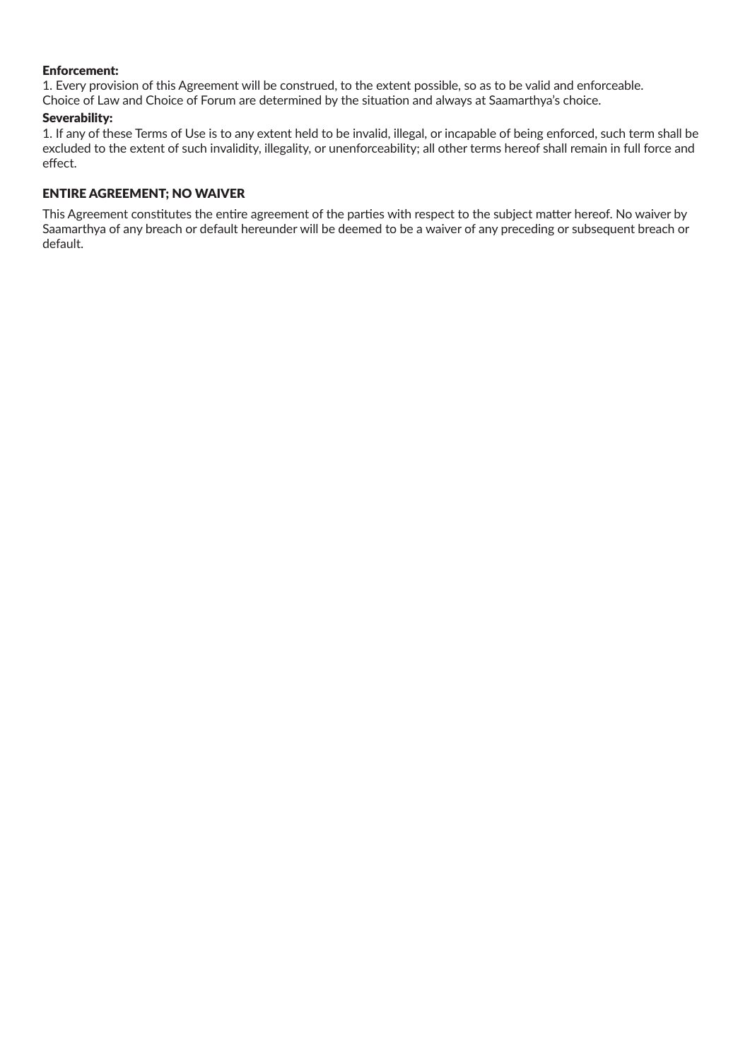### Enforcement:

1. Every provision of this Agreement will be construed, to the extent possible, so as to be valid and enforceable.
Choice of Law and Choice of Forum are determined by the situation and always at Saamarthya's choice.

### Severability:

1. If any of these Terms of Use is to any extent held to be invalid, illegal, or incapable of being enforced, such term shall be excluded to the extent of such invalidity, illegality, or unenforceability; all other terms hereof shall remain in full force and effect.

## ENTIRE AGREEMENT; NO WAIVER

This Agreement constitutes the entire agreement of the parties with respect to the subject matter hereof. No waiver by Saamarthya of any breach or default hereunder will be deemed to be a waiver of any preceding or subsequent breach or default.